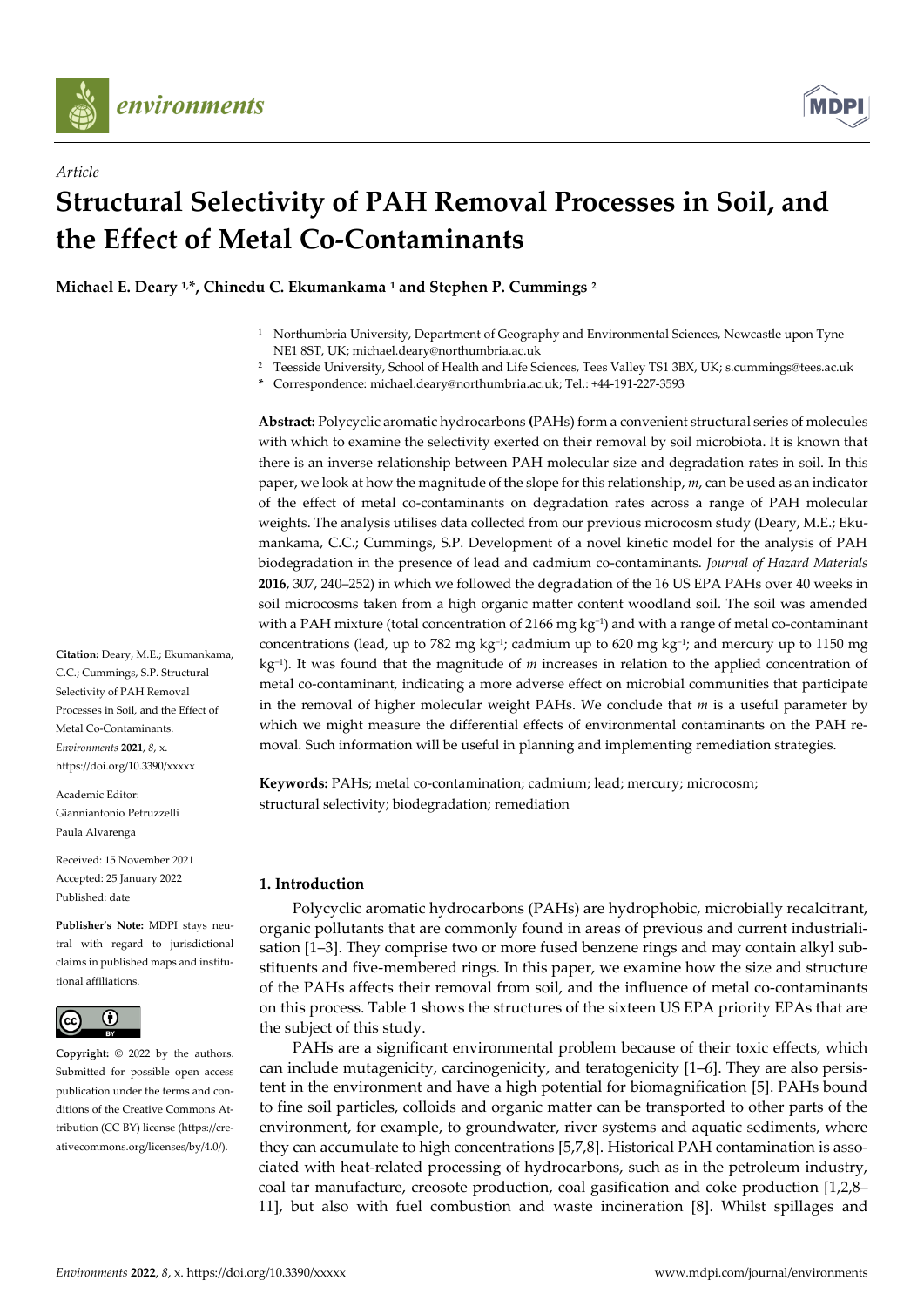*Article*

# Structural Selectivity of PAH Removal Processes in Soil, and the Effect of Metal Co-Contaminants

**Michael E. Deary [1,*], Chinedu C. Ekumankama [1] and Stephen P. Cummings [2]**

[1] Northumbria University, Department of Geography and Environmental Sciences, Newcastle upon Tyne NE1 8ST, UK; michael.deary@northumbria.ac.uk

[2] Teesside University, School of Health and Life Sciences, Tees Valley TS1 3BX, UK; s.cummings@tees.ac.uk

\* Correspondence: michael.deary@northumbria.ac.uk; Tel.: +44-191-227-3593

**Abstract:** Polycyclic aromatic hydrocarbons **(**PAHs) form a convenient structural series of molecules with which to examine the selectivity exerted on their removal by soil microbiota. It is known that there is an inverse relationship between PAH molecular size and degradation rates in soil. In this paper, we look at how the magnitude of the slope for this relationship, *m*, can be used as an indicator of the effect of metal co-contaminants on degradation rates across a range of PAH molecular weights. The analysis utilises data collected from our previous microcosm study (Deary, M.E.; Ekumankama, C.C.; Cummings, S.P. Development of a novel kinetic model for the analysis of PAH biodegradation in the presence of lead and cadmium co-contaminants. *Journal of Hazard Materials* **2016**, 307, 240–252) in which we followed the degradation of the 16 US EPA PAHs over 40 weeks in soil microcosms taken from a high organic matter content woodland soil. The soil was amended with a PAH mixture (total concentration of 2166 mg $kg^{-1}$) and with a range of metal co-contaminant concentrations (lead, up to 782 mg $kg^{-1}$; cadmium up to 620 mg $kg^{-1}$; and mercury up to 1150 mg $kg^{-1}$). It was found that the magnitude of *m* increases in relation to the applied concentration of metal co-contaminant, indicating a more adverse effect on microbial communities that participate in the removal of higher molecular weight PAHs. We conclude that *m* is a useful parameter by which we might measure the differential effects of environmental contaminants on the PAH removal. Such information will be useful in planning and implementing remediation strategies.

**Keywords:** PAHs; metal co-contamination; cadmium; lead; mercury; microcosm; structural selectivity; biodegradation; remediation

**Citation:** Deary, M.E.; Ekumankama, C.C.; Cummings, S.P. Structural Selectivity of PAH Removal Processes in Soil, and the Effect of Metal Co-Contaminants. *Environments* **2021**, *8*, x. https://doi.org/10.3390/xxxxx

Academic Editor: Gianniantonio Petruzzelli Paula Alvarenga

Received: 15 November 2021
Accepted: 25 January 2022
Published: date

**Publisher's Note:** MDPI stays neutral with regard to jurisdictional claims in published maps and institutional affiliations.

**Copyright:** © 2022 by the authors. Submitted for possible open access publication under the terms and conditions of the Creative Commons Attribution (CC BY) license (https://creativecommons.org/licenses/by/4.0/).

## 1. Introduction

Polycyclic aromatic hydrocarbons (PAHs) are hydrophobic, microbially recalcitrant, organic pollutants that are commonly found in areas of previous and current industrialisation [1–3]. They comprise two or more fused benzene rings and may contain alkyl substituents and five-membered rings. In this paper, we examine how the size and structure of the PAHs affects their removal from soil, and the influence of metal co-contaminants on this process. Table 1 shows the structures of the sixteen US EPA priority EPAs that are the subject of this study.

PAHs are a significant environmental problem because of their toxic effects, which can include mutagenicity, carcinogenicity, and teratogenicity [1–6]. They are also persistent in the environment and have a high potential for biomagnification [5]. PAHs bound to fine soil particles, colloids and organic matter can be transported to other parts of the environment, for example, to groundwater, river systems and aquatic sediments, where they can accumulate to high concentrations [5,7,8]. Historical PAH contamination is associated with heat-related processing of hydrocarbons, such as in the petroleum industry, coal tar manufacture, creosote production, coal gasification and coke production [1,2,8–11], but also with fuel combustion and waste incineration [8]. Whilst spillages and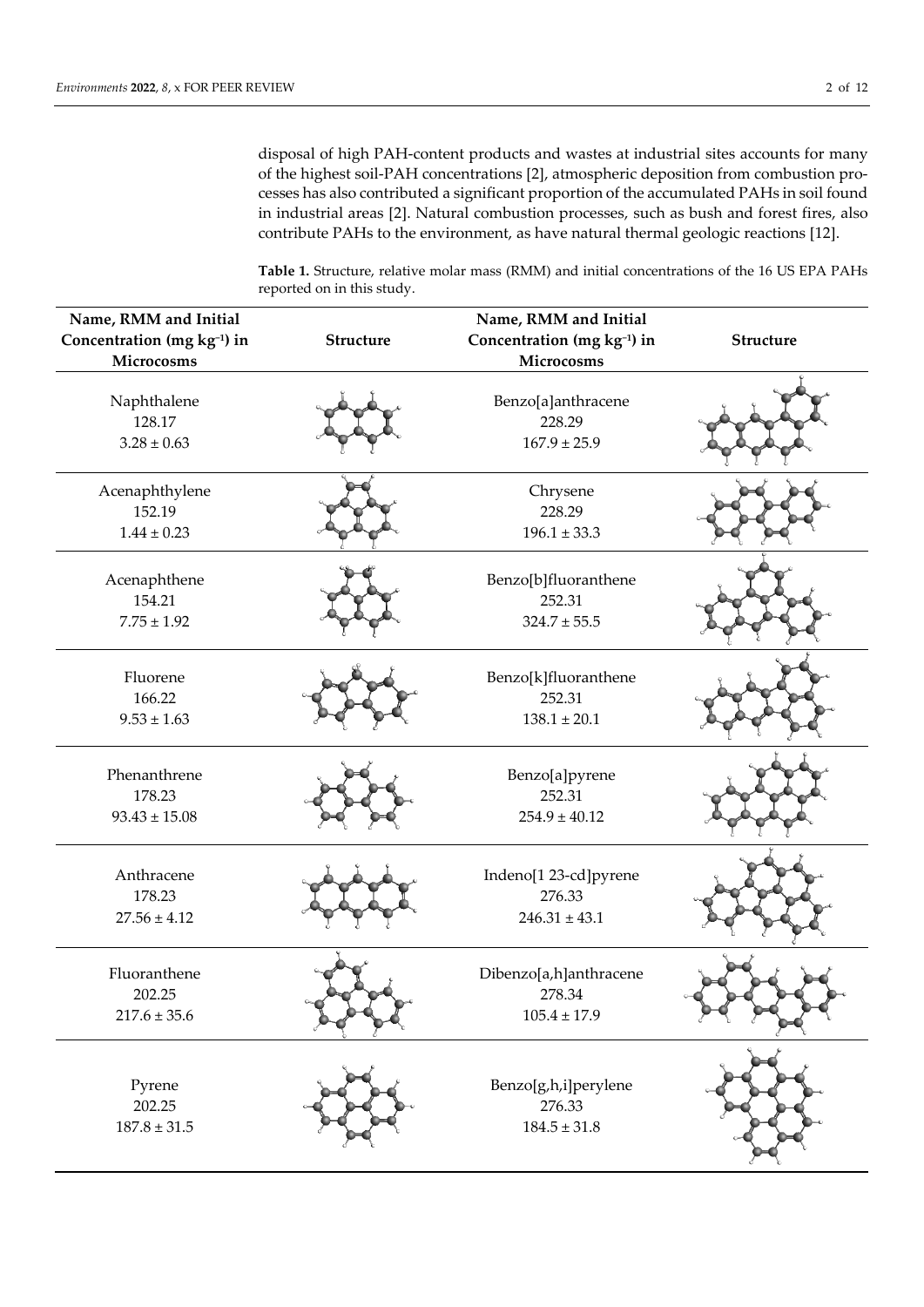disposal of high PAH-content products and wastes at industrial sites accounts for many of the highest soil-PAH concentrations [2], atmospheric deposition from combustion processes has also contributed a significant proportion of the accumulated PAHs in soil found in industrial areas [2]. Natural combustion processes, such as bush and forest fires, also contribute PAHs to the environment, as have natural thermal geologic reactions [12].

**Table 1.** Structure, relative molar mass (RMM) and initial concentrations of the 16 US EPA PAHs reported on in this study.

| Name, RMM and Initial Concentration (mg kg$^{-1}$) in Microcosms | Structure | Name, RMM and Initial Concentration (mg kg$^{-1}$) in Microcosms | Structure |
|---|---|---|---|
| Naphthalene<br>128.17<br>3.28 ± 0.63 | | Benzo[a]anthracene<br>228.29<br>167.9 ± 25.9 | |
| Acenaphthylene<br>152.19<br>1.44 ± 0.23 | | Chrysene<br>228.29<br>196.1 ± 33.3 | |
| Acenaphthene<br>154.21<br>7.75 ± 1.92 | | Benzo[b]fluoranthene<br>252.31<br>324.7 ± 55.5 | |
| Fluorene<br>166.22<br>9.53 ± 1.63 | | Benzo[k]fluoranthene<br>252.31<br>138.1 ± 20.1 | |
| Phenanthrene<br>178.23<br>93.43 ± 15.08 | | Benzo[a]pyrene<br>252.31<br>254.9 ± 40.12 | |
| Anthracene<br>178.23<br>27.56 ± 4.12 | | Indeno[1 23-cd]pyrene<br>276.33<br>246.31 ± 43.1 | |
| Fluoranthene<br>202.25<br>217.6 ± 35.6 | | Dibenzo[a,h]anthracene<br>278.34<br>105.4 ± 17.9 | |
| Pyrene<br>202.25<br>187.8 ± 31.5 | | Benzo[g,h,i]perylene<br>276.33<br>184.5 ± 31.8 | |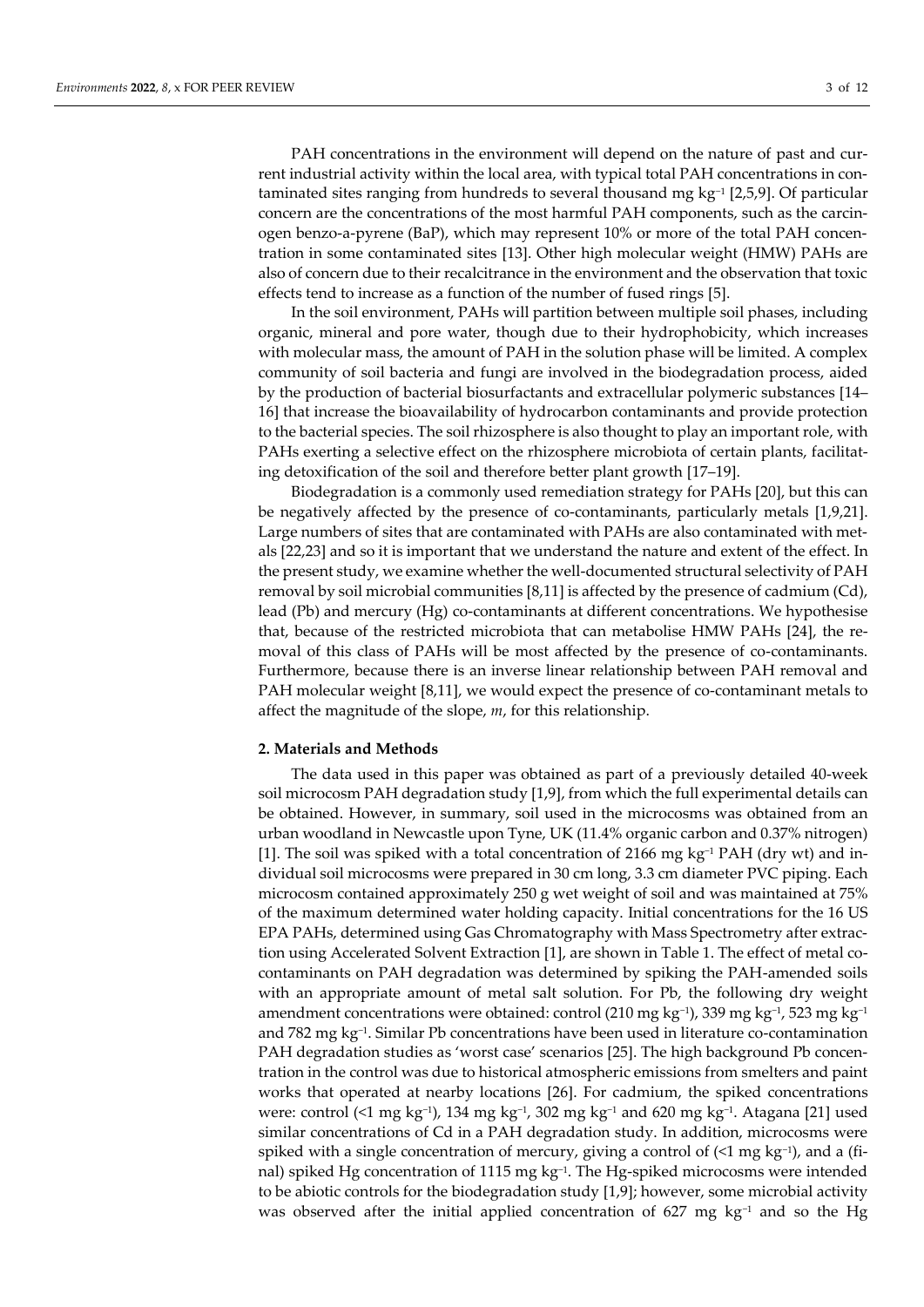PAH concentrations in the environment will depend on the nature of past and current industrial activity within the local area, with typical total PAH concentrations in contaminated sites ranging from hundreds to several thousand mg kg$^{-1}$ [2,5,9]. Of particular concern are the concentrations of the most harmful PAH components, such as the carcinogen benzo-a-pyrene (BaP), which may represent 10% or more of the total PAH concentration in some contaminated sites [13]. Other high molecular weight (HMW) PAHs are also of concern due to their recalcitrance in the environment and the observation that toxic effects tend to increase as a function of the number of fused rings [5].

In the soil environment, PAHs will partition between multiple soil phases, including organic, mineral and pore water, though due to their hydrophobicity, which increases with molecular mass, the amount of PAH in the solution phase will be limited. A complex community of soil bacteria and fungi are involved in the biodegradation process, aided by the production of bacterial biosurfactants and extracellular polymeric substances [14–16] that increase the bioavailability of hydrocarbon contaminants and provide protection to the bacterial species. The soil rhizosphere is also thought to play an important role, with PAHs exerting a selective effect on the rhizosphere microbiota of certain plants, facilitating detoxification of the soil and therefore better plant growth [17–19].

Biodegradation is a commonly used remediation strategy for PAHs [20], but this can be negatively affected by the presence of co-contaminants, particularly metals [1,9,21]. Large numbers of sites that are contaminated with PAHs are also contaminated with metals [22,23] and so it is important that we understand the nature and extent of the effect. In the present study, we examine whether the well-documented structural selectivity of PAH removal by soil microbial communities [8,11] is affected by the presence of cadmium (Cd), lead (Pb) and mercury (Hg) co-contaminants at different concentrations. We hypothesise that, because of the restricted microbiota that can metabolise HMW PAHs [24], the removal of this class of PAHs will be most affected by the presence of co-contaminants. Furthermore, because there is an inverse linear relationship between PAH removal and PAH molecular weight [8,11], we would expect the presence of co-contaminant metals to affect the magnitude of the slope, $m$, for this relationship.

## 2. Materials and Methods

The data used in this paper was obtained as part of a previously detailed 40-week soil microcosm PAH degradation study [1,9], from which the full experimental details can be obtained. However, in summary, soil used in the microcosms was obtained from an urban woodland in Newcastle upon Tyne, UK (11.4% organic carbon and 0.37% nitrogen) [1]. The soil was spiked with a total concentration of 2166 mg kg$^{-1}$ PAH (dry wt) and individual soil microcosms were prepared in 30 cm long, 3.3 cm diameter PVC piping. Each microcosm contained approximately 250 g wet weight of soil and was maintained at 75% of the maximum determined water holding capacity. Initial concentrations for the 16 US EPA PAHs, determined using Gas Chromatography with Mass Spectrometry after extraction using Accelerated Solvent Extraction [1], are shown in Table 1. The effect of metal co-contaminants on PAH degradation was determined by spiking the PAH-amended soils with an appropriate amount of metal salt solution. For Pb, the following dry weight amendment concentrations were obtained: control (210 mg kg$^{-1}$), 339 mg kg$^{-1}$, 523 mg kg$^{-1}$ and 782 mg kg$^{-1}$. Similar Pb concentrations have been used in literature co-contamination PAH degradation studies as 'worst case' scenarios [25]. The high background Pb concentration in the control was due to historical atmospheric emissions from smelters and paint works that operated at nearby locations [26]. For cadmium, the spiked concentrations were: control (<1 mg kg$^{-1}$), 134 mg kg$^{-1}$, 302 mg kg$^{-1}$ and 620 mg kg$^{-1}$. Atagana [21] used similar concentrations of Cd in a PAH degradation study. In addition, microcosms were spiked with a single concentration of mercury, giving a control of (<1 mg kg$^{-1}$), and a (final) spiked Hg concentration of 1115 mg kg$^{-1}$. The Hg-spiked microcosms were intended to be abiotic controls for the biodegradation study [1,9]; however, some microbial activity was observed after the initial applied concentration of 627 mg kg$^{-1}$ and so the Hg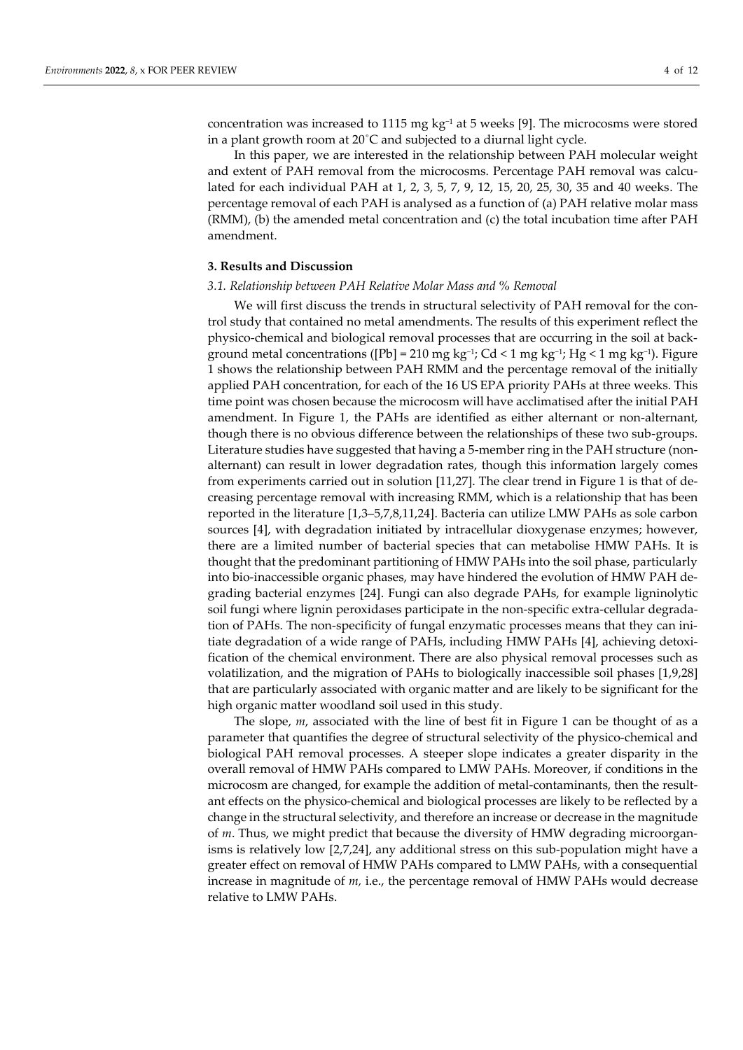concentration was increased to 1115 mg kg$^{-1}$ at 5 weeks [9]. The microcosms were stored in a plant growth room at 20 °C and subjected to a diurnal light cycle.

In this paper, we are interested in the relationship between PAH molecular weight and extent of PAH removal from the microcosms. Percentage PAH removal was calculated for each individual PAH at 1, 2, 3, 5, 7, 9, 12, 15, 20, 25, 30, 35 and 40 weeks. The percentage removal of each PAH is analysed as a function of (a) PAH relative molar mass (RMM), (b) the amended metal concentration and (c) the total incubation time after PAH amendment.

## 3. Results and Discussion

### 3.1. Relationship between PAH Relative Molar Mass and % Removal

We will first discuss the trends in structural selectivity of PAH removal for the control study that contained no metal amendments. The results of this experiment reflect the physico-chemical and biological removal processes that are occurring in the soil at background metal concentrations ([Pb] = 210 mg kg$^{-1}$; Cd < 1 mg kg$^{-1}$; Hg < 1 mg kg$^{-1}$). Figure 1 shows the relationship between PAH RMM and the percentage removal of the initially applied PAH concentration, for each of the 16 US EPA priority PAHs at three weeks. This time point was chosen because the microcosm will have acclimatised after the initial PAH amendment. In Figure 1, the PAHs are identified as either alternant or non-alternant, though there is no obvious difference between the relationships of these two sub-groups. Literature studies have suggested that having a 5-member ring in the PAH structure (non-alternant) can result in lower degradation rates, though this information largely comes from experiments carried out in solution [11,27]. The clear trend in Figure 1 is that of decreasing percentage removal with increasing RMM, which is a relationship that has been reported in the literature [1,3–5,7,8,11,24]. Bacteria can utilize LMW PAHs as sole carbon sources [4], with degradation initiated by intracellular dioxygenase enzymes; however, there are a limited number of bacterial species that can metabolise HMW PAHs. It is thought that the predominant partitioning of HMW PAHs into the soil phase, particularly into bio-inaccessible organic phases, may have hindered the evolution of HMW PAH degrading bacterial enzymes [24]. Fungi can also degrade PAHs, for example ligninolytic soil fungi where lignin peroxidases participate in the non-specific extra-cellular degradation of PAHs. The non-specificity of fungal enzymatic processes means that they can initiate degradation of a wide range of PAHs, including HMW PAHs [4], achieving detoxification of the chemical environment. There are also physical removal processes such as volatilization, and the migration of PAHs to biologically inaccessible soil phases [1,9,28] that are particularly associated with organic matter and are likely to be significant for the high organic matter woodland soil used in this study.

The slope, $m$, associated with the line of best fit in Figure 1 can be thought of as a parameter that quantifies the degree of structural selectivity of the physico-chemical and biological PAH removal processes. A steeper slope indicates a greater disparity in the overall removal of HMW PAHs compared to LMW PAHs. Moreover, if conditions in the microcosm are changed, for example the addition of metal-contaminants, then the resultant effects on the physico-chemical and biological processes are likely to be reflected by a change in the structural selectivity, and therefore an increase or decrease in the magnitude of $m$. Thus, we might predict that because the diversity of HMW degrading microorganisms is relatively low [2,7,24], any additional stress on this sub-population might have a greater effect on removal of HMW PAHs compared to LMW PAHs, with a consequential increase in magnitude of $m$, i.e., the percentage removal of HMW PAHs would decrease relative to LMW PAHs.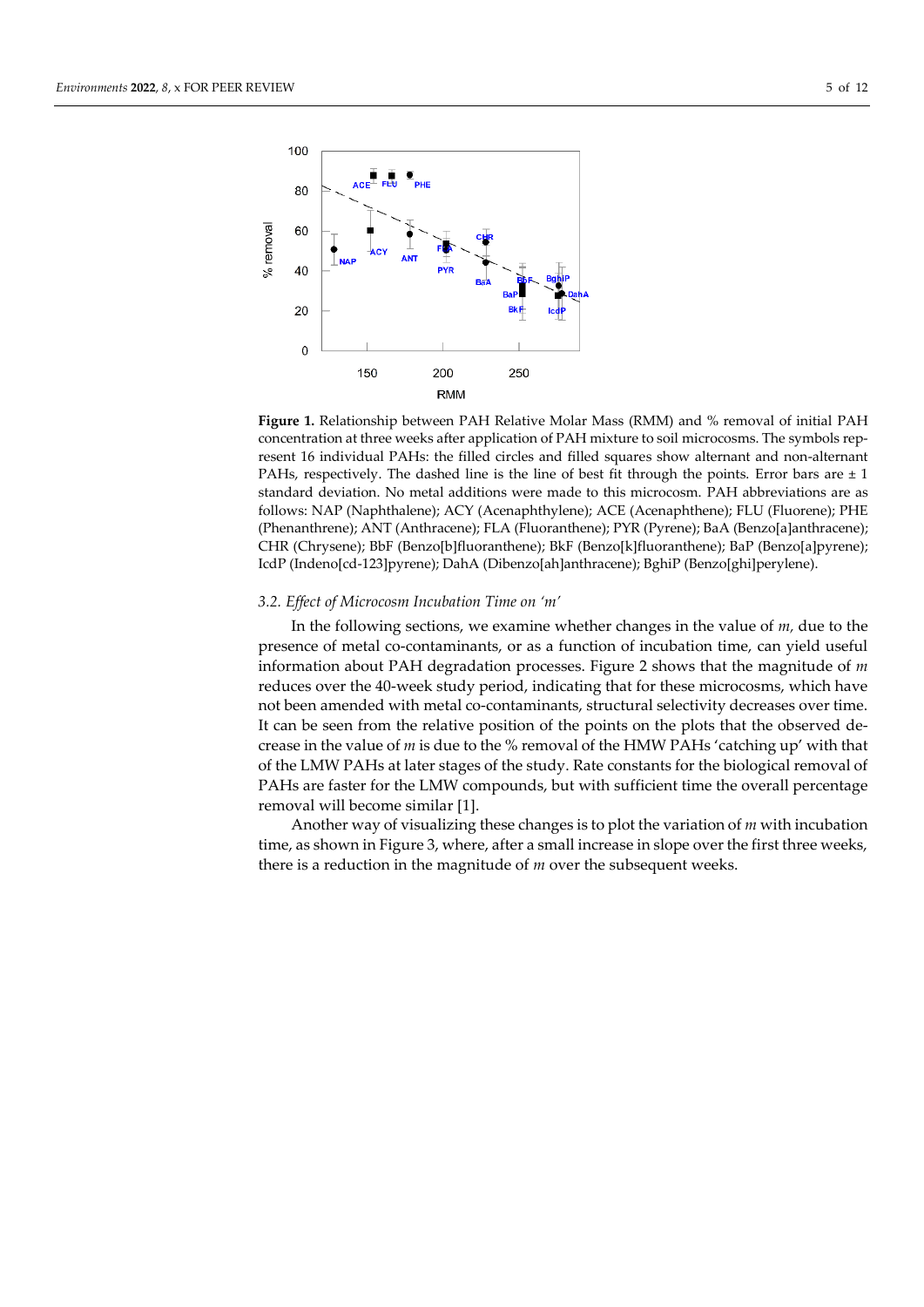**Figure 1.** Relationship between PAH Relative Molar Mass (RMM) and % removal of initial PAH concentration at three weeks after application of PAH mixture to soil microcosms. The symbols represent 16 individual PAHs: the filled circles and filled squares show alternant and non-alternant PAHs, respectively. The dashed line is the line of best fit through the points. Error bars are ± 1 standard deviation. No metal additions were made to this microcosm. PAH abbreviations are as follows: NAP (Naphthalene); ACY (Acenaphthylene); ACE (Acenaphthene); FLU (Fluorene); PHE (Phenanthrene); ANT (Anthracene); FLA (Fluoranthene); PYR (Pyrene); BaA (Benzo[a]anthracene); CHR (Chrysene); BbF (Benzo[b]fluoranthene); BkF (Benzo[k]fluoranthene); BaP (Benzo[a]pyrene); IcdP (Indeno[cd-123]pyrene); DahA (Dibenzo[ah]anthracene); BghiP (Benzo[ghi]perylene).

### 3.2. Effect of Microcosm Incubation Time on '$m$'

In the following sections, we examine whether changes in the value of $m$, due to the presence of metal co-contaminants, or as a function of incubation time, can yield useful information about PAH degradation processes. Figure 2 shows that the magnitude of $m$ reduces over the 40-week study period, indicating that for these microcosms, which have not been amended with metal co-contaminants, structural selectivity decreases over time. It can be seen from the relative position of the points on the plots that the observed decrease in the value of $m$ is due to the % removal of the HMW PAHs 'catching up' with that of the LMW PAHs at later stages of the study. Rate constants for the biological removal of PAHs are faster for the LMW compounds, but with sufficient time the overall percentage removal will become similar [1].

Another way of visualizing these changes is to plot the variation of $m$ with incubation time, as shown in Figure 3, where, after a small increase in slope over the first three weeks, there is a reduction in the magnitude of $m$ over the subsequent weeks.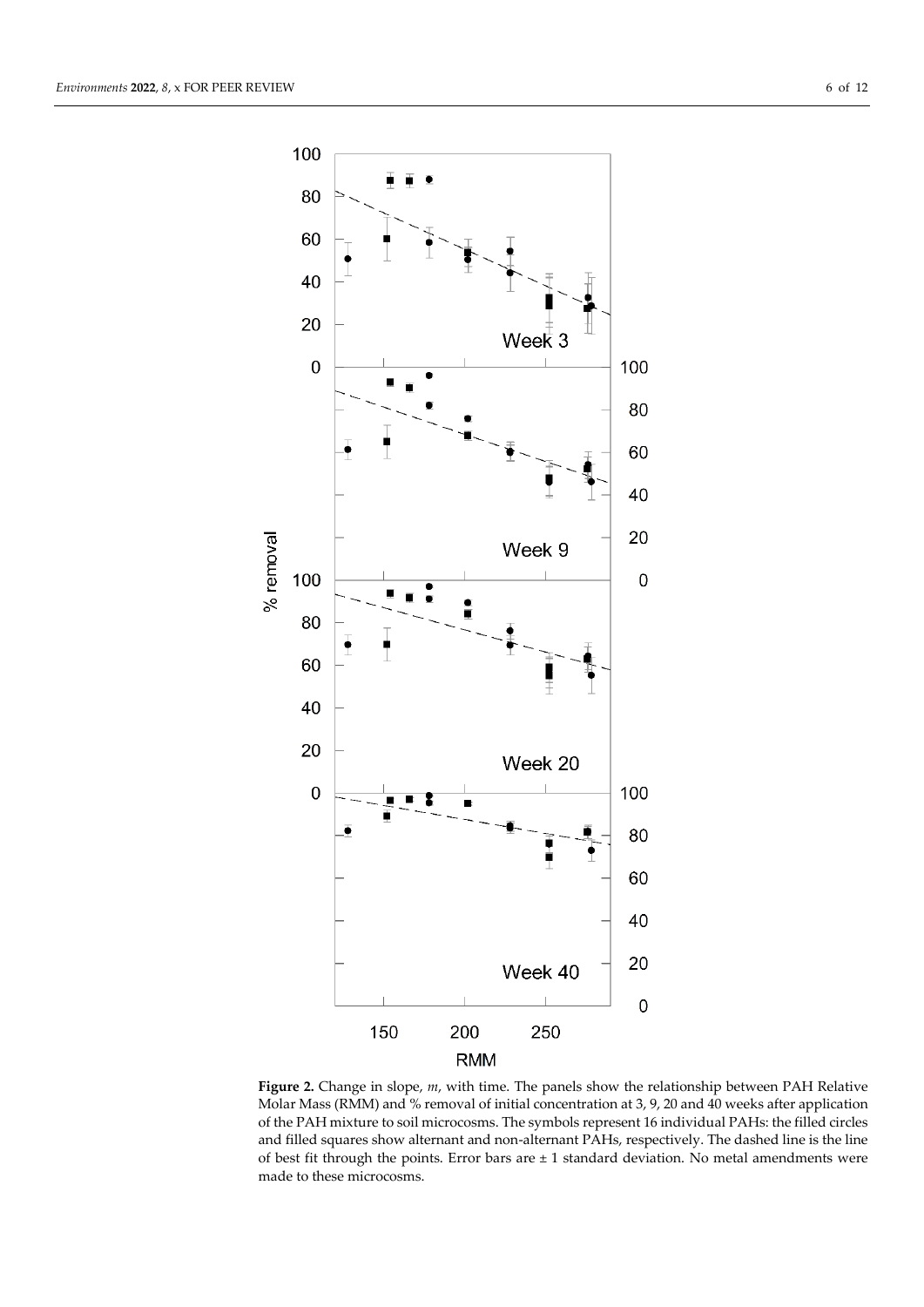**Figure 2.** Change in slope, *m*, with time. The panels show the relationship between PAH Relative Molar Mass (RMM) and % removal of initial concentration at 3, 9, 20 and 40 weeks after application of the PAH mixture to soil microcosms. The symbols represent 16 individual PAHs: the filled circles and filled squares show alternant and non-alternant PAHs, respectively. The dashed line is the line of best fit through the points. Error bars are ± 1 standard deviation. No metal amendments were made to these microcosms.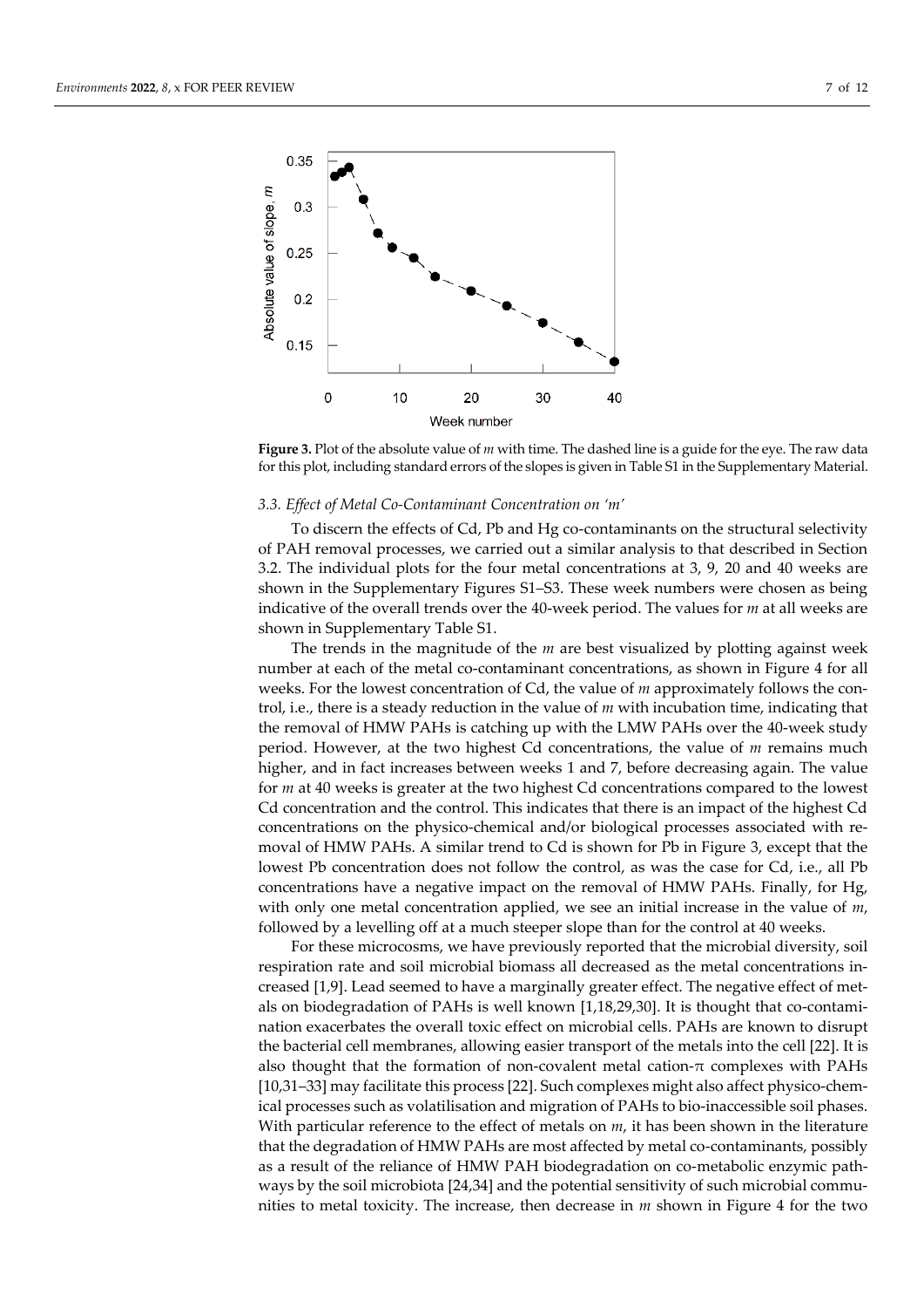**Figure 3.** Plot of the absolute value of *m* with time. The dashed line is a guide for the eye. The raw data for this plot, including standard errors of the slopes is given in Table S1 in the Supplementary Material.

### 3.3. Effect of Metal Co-Contaminant Concentration on 'm'

To discern the effects of Cd, Pb and Hg co-contaminants on the structural selectivity of PAH removal processes, we carried out a similar analysis to that described in Section 3.2. The individual plots for the four metal concentrations at 3, 9, 20 and 40 weeks are shown in the Supplementary Figures S1–S3. These week numbers were chosen as being indicative of the overall trends over the 40-week period. The values for *m* at all weeks are shown in Supplementary Table S1.

The trends in the magnitude of the *m* are best visualized by plotting against week number at each of the metal co-contaminant concentrations, as shown in Figure 4 for all weeks. For the lowest concentration of Cd, the value of *m* approximately follows the control, i.e., there is a steady reduction in the value of *m* with incubation time, indicating that the removal of HMW PAHs is catching up with the LMW PAHs over the 40-week study period. However, at the two highest Cd concentrations, the value of *m* remains much higher, and in fact increases between weeks 1 and 7, before decreasing again. The value for *m* at 40 weeks is greater at the two highest Cd concentrations compared to the lowest Cd concentration and the control. This indicates that there is an impact of the highest Cd concentrations on the physico-chemical and/or biological processes associated with removal of HMW PAHs. A similar trend to Cd is shown for Pb in Figure 3, except that the lowest Pb concentration does not follow the control, as was the case for Cd, i.e., all Pb concentrations have a negative impact on the removal of HMW PAHs. Finally, for Hg, with only one metal concentration applied, we see an initial increase in the value of *m*, followed by a levelling off at a much steeper slope than for the control at 40 weeks.

For these microcosms, we have previously reported that the microbial diversity, soil respiration rate and soil microbial biomass all decreased as the metal concentrations increased [1,9]. Lead seemed to have a marginally greater effect. The negative effect of metals on biodegradation of PAHs is well known [1,18,29,30]. It is thought that co-contamination exacerbates the overall toxic effect on microbial cells. PAHs are known to disrupt the bacterial cell membranes, allowing easier transport of the metals into the cell [22]. It is also thought that the formation of non-covalent metal cation-$\pi$ complexes with PAHs [10,31–33] may facilitate this process [22]. Such complexes might also affect physico-chemical processes such as volatilisation and migration of PAHs to bio-inaccessible soil phases. With particular reference to the effect of metals on *m*, it has been shown in the literature that the degradation of HMW PAHs are most affected by metal co-contaminants, possibly as a result of the reliance of HMW PAH biodegradation on co-metabolic enzymic pathways by the soil microbiota [24,34] and the potential sensitivity of such microbial communities to metal toxicity. The increase, then decrease in *m* shown in Figure 4 for the two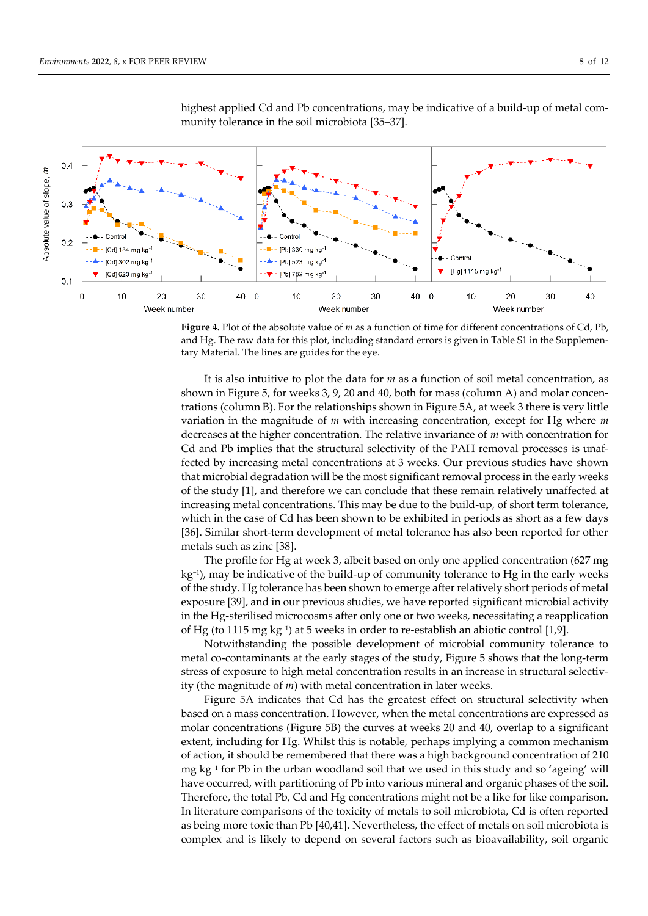highest applied Cd and Pb concentrations, may be indicative of a build-up of metal community tolerance in the soil microbiota [35–37].

**Figure 4.** Plot of the absolute value of $m$ as a function of time for different concentrations of Cd, Pb, and Hg. The raw data for this plot, including standard errors is given in Table S1 in the Supplementary Material. The lines are guides for the eye.

It is also intuitive to plot the data for $m$ as a function of soil metal concentration, as shown in Figure 5, for weeks 3, 9, 20 and 40, both for mass (column A) and molar concentrations (column B). For the relationships shown in Figure 5A, at week 3 there is very little variation in the magnitude of $m$ with increasing concentration, except for Hg where $m$ decreases at the higher concentration. The relative invariance of $m$ with concentration for Cd and Pb implies that the structural selectivity of the PAH removal processes is unaffected by increasing metal concentrations at 3 weeks. Our previous studies have shown that microbial degradation will be the most significant removal process in the early weeks of the study [1], and therefore we can conclude that these remain relatively unaffected at increasing metal concentrations. This may be due to the build-up, of short term tolerance, which in the case of Cd has been shown to be exhibited in periods as short as a few days [36]. Similar short-term development of metal tolerance has also been reported for other metals such as zinc [38].

The profile for Hg at week 3, albeit based on only one applied concentration (627 mg kg$^{-1}$), may be indicative of the build-up of community tolerance to Hg in the early weeks of the study. Hg tolerance has been shown to emerge after relatively short periods of metal exposure [39], and in our previous studies, we have reported significant microbial activity in the Hg-sterilised microcosms after only one or two weeks, necessitating a reapplication of Hg (to 1115 mg kg$^{-1}$) at 5 weeks in order to re-establish an abiotic control [1,9].

Notwithstanding the possible development of microbial community tolerance to metal co-contaminants at the early stages of the study, Figure 5 shows that the long-term stress of exposure to high metal concentration results in an increase in structural selectivity (the magnitude of $m$) with metal concentration in later weeks.

Figure 5A indicates that Cd has the greatest effect on structural selectivity when based on a mass concentration. However, when the metal concentrations are expressed as molar concentrations (Figure 5B) the curves at weeks 20 and 40, overlap to a significant extent, including for Hg. Whilst this is notable, perhaps implying a common mechanism of action, it should be remembered that there was a high background concentration of 210 mg kg$^{-1}$ for Pb in the urban woodland soil that we used in this study and so 'ageing' will have occurred, with partitioning of Pb into various mineral and organic phases of the soil. Therefore, the total Pb, Cd and Hg concentrations might not be a like for like comparison. In literature comparisons of the toxicity of metals to soil microbiota, Cd is often reported as being more toxic than Pb [40,41]. Nevertheless, the effect of metals on soil microbiota is complex and is likely to depend on several factors such as bioavailability, soil organic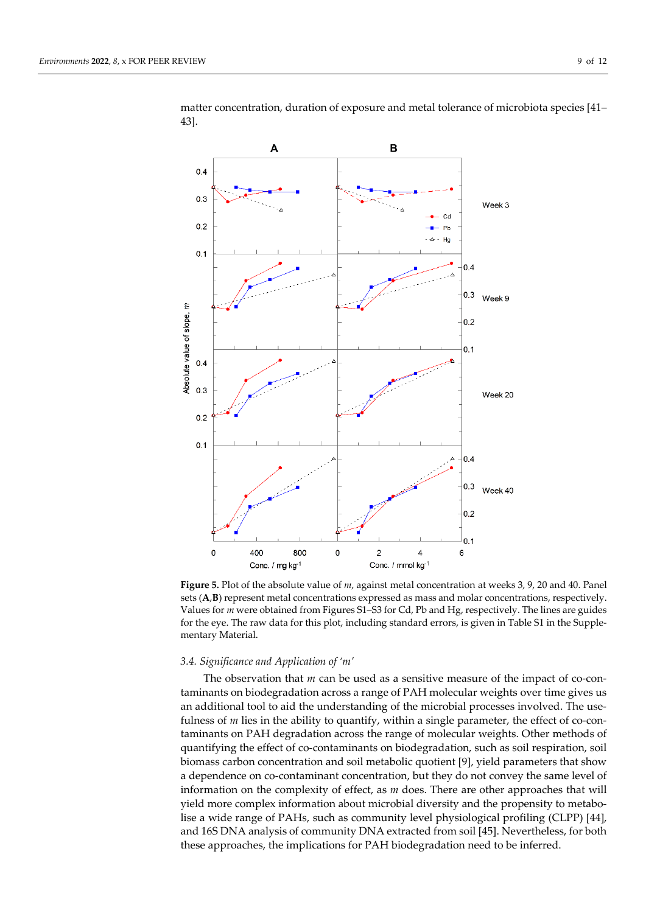matter concentration, duration of exposure and metal tolerance of microbiota species [41–43].

**Figure 5.** Plot of the absolute value of *m*, against metal concentration at weeks 3, 9, 20 and 40. Panel sets (**A**,**B**) represent metal concentrations expressed as mass and molar concentrations, respectively. Values for *m* were obtained from Figures S1–S3 for Cd, Pb and Hg, respectively. The lines are guides for the eye. The raw data for this plot, including standard errors, is given in Table S1 in the Supplementary Material.

### 3.4. Significance and Application of '*m*'

The observation that *m* can be used as a sensitive measure of the impact of co-contaminants on biodegradation across a range of PAH molecular weights over time gives us an additional tool to aid the understanding of the microbial processes involved. The usefulness of *m* lies in the ability to quantify, within a single parameter, the effect of co-contaminants on PAH degradation across the range of molecular weights. Other methods of quantifying the effect of co-contaminants on biodegradation, such as soil respiration, soil biomass carbon concentration and soil metabolic quotient [9], yield parameters that show a dependence on co-contaminant concentration, but they do not convey the same level of information on the complexity of effect, as *m* does. There are other approaches that will yield more complex information about microbial diversity and the propensity to metabolise a wide range of PAHs, such as community level physiological profiling (CLPP) [44], and 16S DNA analysis of community DNA extracted from soil [45]. Nevertheless, for both these approaches, the implications for PAH biodegradation need to be inferred.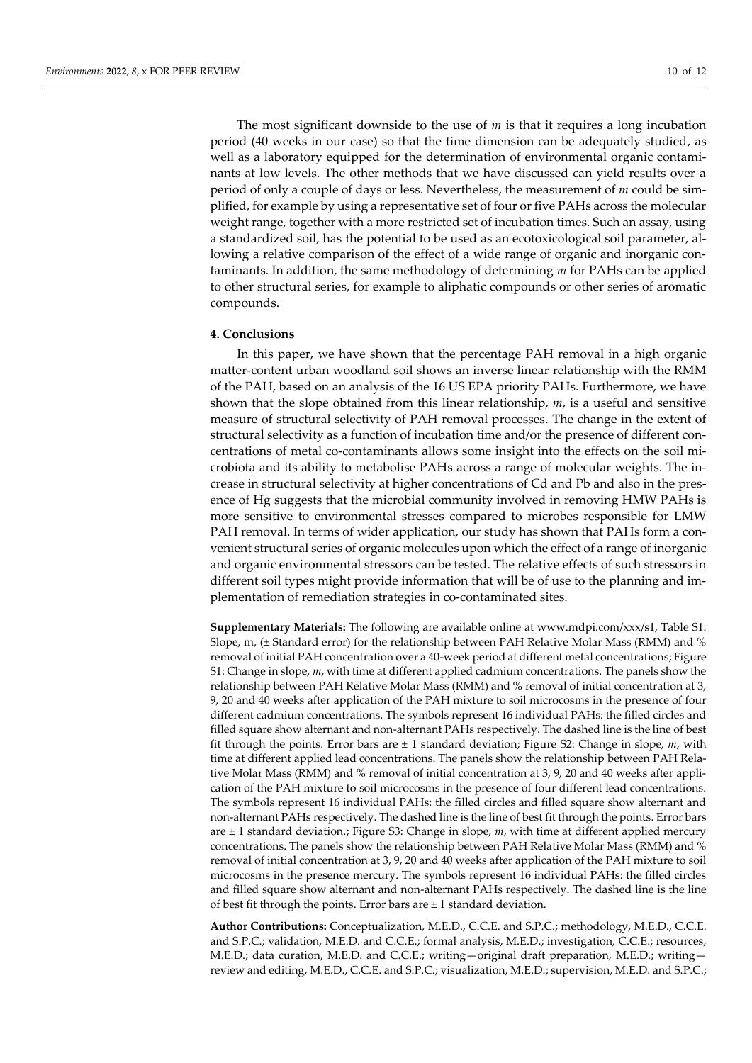The most significant downside to the use of $m$ is that it requires a long incubation period (40 weeks in our case) so that the time dimension can be adequately studied, as well as a laboratory equipped for the determination of environmental organic contaminants at low levels. The other methods that we have discussed can yield results over a period of only a couple of days or less. Nevertheless, the measurement of $m$ could be simplified, for example by using a representative set of four or five PAHs across the molecular weight range, together with a more restricted set of incubation times. Such an assay, using a standardized soil, has the potential to be used as an ecotoxicological soil parameter, allowing a relative comparison of the effect of a wide range of organic and inorganic contaminants. In addition, the same methodology of determining $m$ for PAHs can be applied to other structural series, for example to aliphatic compounds or other series of aromatic compounds.

## 4. Conclusions

In this paper, we have shown that the percentage PAH removal in a high organic matter-content urban woodland soil shows an inverse linear relationship with the RMM of the PAH, based on an analysis of the 16 US EPA priority PAHs. Furthermore, we have shown that the slope obtained from this linear relationship, $m$, is a useful and sensitive measure of structural selectivity of PAH removal processes. The change in the extent of structural selectivity as a function of incubation time and/or the presence of different concentrations of metal co-contaminants allows some insight into the effects on the soil microbiota and its ability to metabolise PAHs across a range of molecular weights. The increase in structural selectivity at higher concentrations of Cd and Pb and also in the presence of Hg suggests that the microbial community involved in removing HMW PAHs is more sensitive to environmental stresses compared to microbes responsible for LMW PAH removal. In terms of wider application, our study has shown that PAHs form a convenient structural series of organic molecules upon which the effect of a range of inorganic and organic environmental stressors can be tested. The relative effects of such stressors in different soil types might provide information that will be of use to the planning and implementation of remediation strategies in co-contaminated sites.

**Supplementary Materials:** The following are available online at www.mdpi.com/xxx/s1, Table S1: Slope, m, (± Standard error) for the relationship between PAH Relative Molar Mass (RMM) and % removal of initial PAH concentration over a 40-week period at different metal concentrations; Figure S1: Change in slope, $m$, with time at different applied cadmium concentrations. The panels show the relationship between PAH Relative Molar Mass (RMM) and % removal of initial concentration at 3, 9, 20 and 40 weeks after application of the PAH mixture to soil microcosms in the presence of four different cadmium concentrations. The symbols represent 16 individual PAHs: the filled circles and filled square show alternant and non-alternant PAHs respectively. The dashed line is the line of best fit through the points. Error bars are ± 1 standard deviation; Figure S2: Change in slope, $m$, with time at different applied lead concentrations. The panels show the relationship between PAH Relative Molar Mass (RMM) and % removal of initial concentration at 3, 9, 20 and 40 weeks after application of the PAH mixture to soil microcosms in the presence of four different lead concentrations. The symbols represent 16 individual PAHs: the filled circles and filled square show alternant and non-alternant PAHs respectively. The dashed line is the line of best fit through the points. Error bars are ± 1 standard deviation.; Figure S3: Change in slope, $m$, with time at different applied mercury concentrations. The panels show the relationship between PAH Relative Molar Mass (RMM) and % removal of initial concentration at 3, 9, 20 and 40 weeks after application of the PAH mixture to soil microcosms in the presence mercury. The symbols represent 16 individual PAHs: the filled circles and filled square show alternant and non-alternant PAHs respectively. The dashed line is the line of best fit through the points. Error bars are ± 1 standard deviation.

**Author Contributions:** Conceptualization, M.E.D., C.C.E. and S.P.C.; methodology, M.E.D., C.C.E. and S.P.C.; validation, M.E.D. and C.C.E.; formal analysis, M.E.D.; investigation, C.C.E.; resources, M.E.D.; data curation, M.E.D. and C.C.E.; writing—original draft preparation, M.E.D.; writing—review and editing, M.E.D., C.C.E. and S.P.C.; visualization, M.E.D.; supervision, M.E.D. and S.P.C.;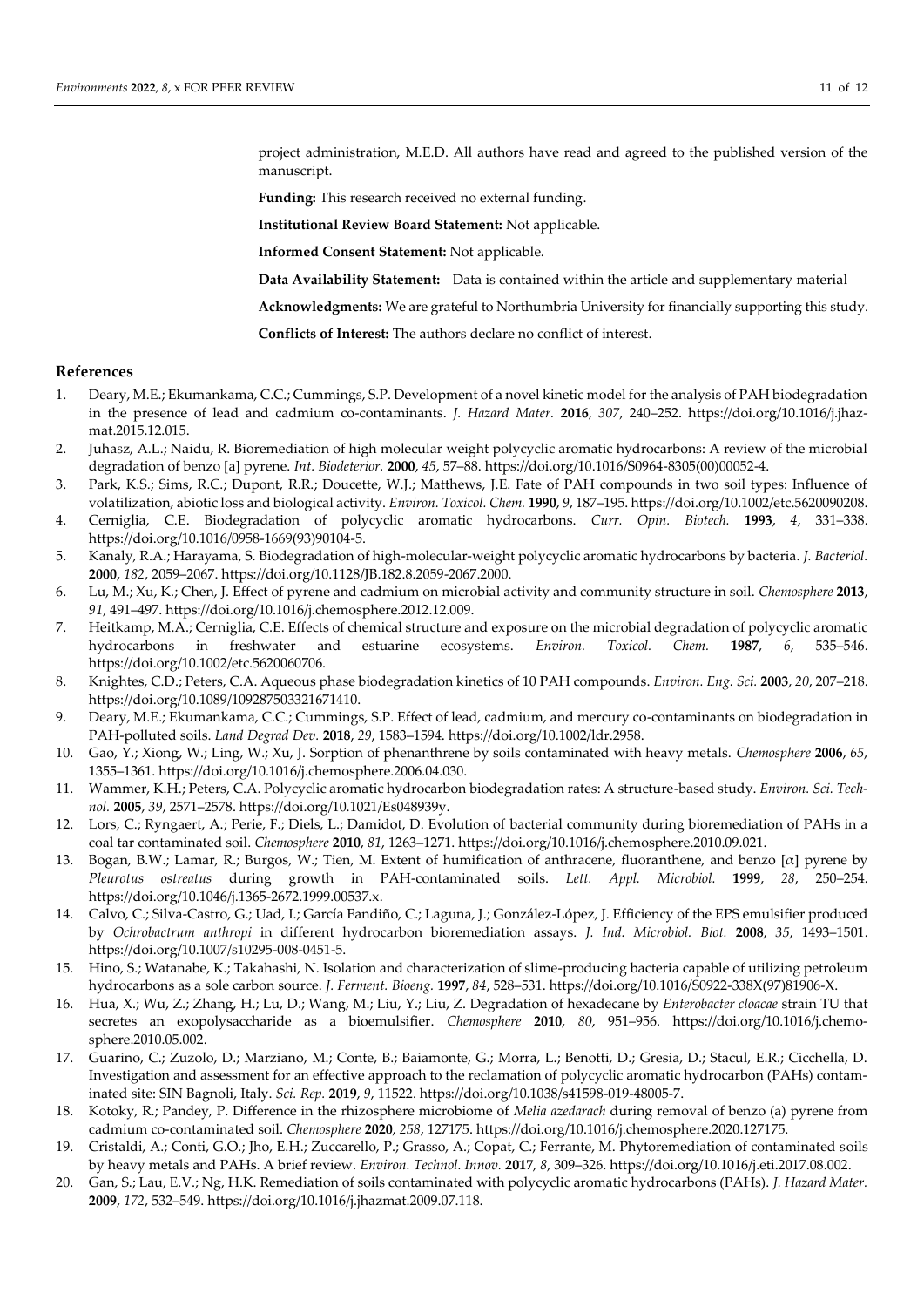project administration, M.E.D. All authors have read and agreed to the published version of the manuscript.

**Funding:** This research received no external funding.

**Institutional Review Board Statement:** Not applicable.

**Informed Consent Statement:** Not applicable.

**Data Availability Statement:** Data is contained within the article and supplementary material

**Acknowledgments:** We are grateful to Northumbria University for financially supporting this study.

**Conflicts of Interest:** The authors declare no conflict of interest.

## References

1. Deary, M.E.; Ekumankama, C.C.; Cummings, S.P. Development of a novel kinetic model for the analysis of PAH biodegradation in the presence of lead and cadmium co-contaminants. *J. Hazard Mater.* **2016**, *307*, 240–252. https://doi.org/10.1016/j.jhazmat.2015.12.015.
2. Juhasz, A.L.; Naidu, R. Bioremediation of high molecular weight polycyclic aromatic hydrocarbons: A review of the microbial degradation of benzo [a] pyrene. *Int. Biodeterior.* **2000**, *45*, 57–88. https://doi.org/10.1016/S0964-8305(00)00052-4.
3. Park, K.S.; Sims, R.C.; Dupont, R.R.; Doucette, W.J.; Matthews, J.E. Fate of PAH compounds in two soil types: Influence of volatilization, abiotic loss and biological activity. *Environ. Toxicol. Chem.* **1990**, *9*, 187–195. https://doi.org/10.1002/etc.5620090208.
4. Cerniglia, C.E. Biodegradation of polycyclic aromatic hydrocarbons. *Curr. Opin. Biotech.* **1993**, *4*, 331–338. https://doi.org/10.1016/0958-1669(93)90104-5.
5. Kanaly, R.A.; Harayama, S. Biodegradation of high-molecular-weight polycyclic aromatic hydrocarbons by bacteria. *J. Bacteriol.* **2000**, *182*, 2059–2067. https://doi.org/10.1128/JB.182.8.2059-2067.2000.
6. Lu, M.; Xu, K.; Chen, J. Effect of pyrene and cadmium on microbial activity and community structure in soil. *Chemosphere* **2013**, *91*, 491–497. https://doi.org/10.1016/j.chemosphere.2012.12.009.
7. Heitkamp, M.A.; Cerniglia, C.E. Effects of chemical structure and exposure on the microbial degradation of polycyclic aromatic hydrocarbons in freshwater and estuarine ecosystems. *Environ. Toxicol. Chem.* **1987**, *6*, 535–546. https://doi.org/10.1002/etc.5620060706.
8. Knightes, C.D.; Peters, C.A. Aqueous phase biodegradation kinetics of 10 PAH compounds. *Environ. Eng. Sci.* **2003**, *20*, 207–218. https://doi.org/10.1089/109287503321671410.
9. Deary, M.E.; Ekumankama, C.C.; Cummings, S.P. Effect of lead, cadmium, and mercury co-contaminants on biodegradation in PAH-polluted soils. *Land Degrad Dev.* **2018**, *29*, 1583–1594. https://doi.org/10.1002/ldr.2958.
10. Gao, Y.; Xiong, W.; Ling, W.; Xu, J. Sorption of phenanthrene by soils contaminated with heavy metals. *Chemosphere* **2006**, *65*, 1355–1361. https://doi.org/10.1016/j.chemosphere.2006.04.030.
11. Wammer, K.H.; Peters, C.A. Polycyclic aromatic hydrocarbon biodegradation rates: A structure-based study. *Environ. Sci. Technol.* **2005**, *39*, 2571–2578. https://doi.org/10.1021/Es048939y.
12. Lors, C.; Ryngaert, A.; Perie, F.; Diels, L.; Damidot, D. Evolution of bacterial community during bioremediation of PAHs in a coal tar contaminated soil. *Chemosphere* **2010**, *81*, 1263–1271. https://doi.org/10.1016/j.chemosphere.2010.09.021.
13. Bogan, B.W.; Lamar, R.; Burgos, W.; Tien, M. Extent of humification of anthracene, fluoranthene, and benzo [α] pyrene by *Pleurotus ostreatus* during growth in PAH-contaminated soils. *Lett. Appl. Microbiol.* **1999**, *28*, 250–254. https://doi.org/10.1046/j.1365-2672.1999.00537.x.
14. Calvo, C.; Silva-Castro, G.; Uad, I.; García Fandiño, C.; Laguna, J.; González-López, J. Efficiency of the EPS emulsifier produced by *Ochrobactrum anthropi* in different hydrocarbon bioremediation assays. *J. Ind. Microbiol. Biot.* **2008**, *35*, 1493–1501. https://doi.org/10.1007/s10295-008-0451-5.
15. Hino, S.; Watanabe, K.; Takahashi, N. Isolation and characterization of slime-producing bacteria capable of utilizing petroleum hydrocarbons as a sole carbon source. *J. Ferment. Bioeng.* **1997**, *84*, 528–531. https://doi.org/10.1016/S0922-338X(97)81906-X.
16. Hua, X.; Wu, Z.; Zhang, H.; Lu, D.; Wang, M.; Liu, Y.; Liu, Z. Degradation of hexadecane by *Enterobacter cloacae* strain TU that secretes an exopolysaccharide as a bioemulsifier. *Chemosphere* **2010**, *80*, 951–956. https://doi.org/10.1016/j.chemosphere.2010.05.002.
17. Guarino, C.; Zuzolo, D.; Marziano, M.; Conte, B.; Baiamonte, G.; Morra, L.; Benotti, D.; Gresia, D.; Stacul, E.R.; Cicchella, D. Investigation and assessment for an effective approach to the reclamation of polycyclic aromatic hydrocarbon (PAHs) contaminated site: SIN Bagnoli, Italy. *Sci. Rep.* **2019**, *9*, 11522. https://doi.org/10.1038/s41598-019-48005-7.
18. Kotoky, R.; Pandey, P. Difference in the rhizosphere microbiome of *Melia azedarach* during removal of benzo (a) pyrene from cadmium co-contaminated soil. *Chemosphere* **2020**, *258*, 127175. https://doi.org/10.1016/j.chemosphere.2020.127175.
19. Cristaldi, A.; Conti, G.O.; Jho, E.H.; Zuccarello, P.; Grasso, A.; Copat, C.; Ferrante, M. Phytoremediation of contaminated soils by heavy metals and PAHs. A brief review. *Environ. Technol. Innov.* **2017**, *8*, 309–326. https://doi.org/10.1016/j.eti.2017.08.002.
20. Gan, S.; Lau, E.V.; Ng, H.K. Remediation of soils contaminated with polycyclic aromatic hydrocarbons (PAHs). *J. Hazard Mater.* **2009**, *172*, 532–549. https://doi.org/10.1016/j.jhazmat.2009.07.118.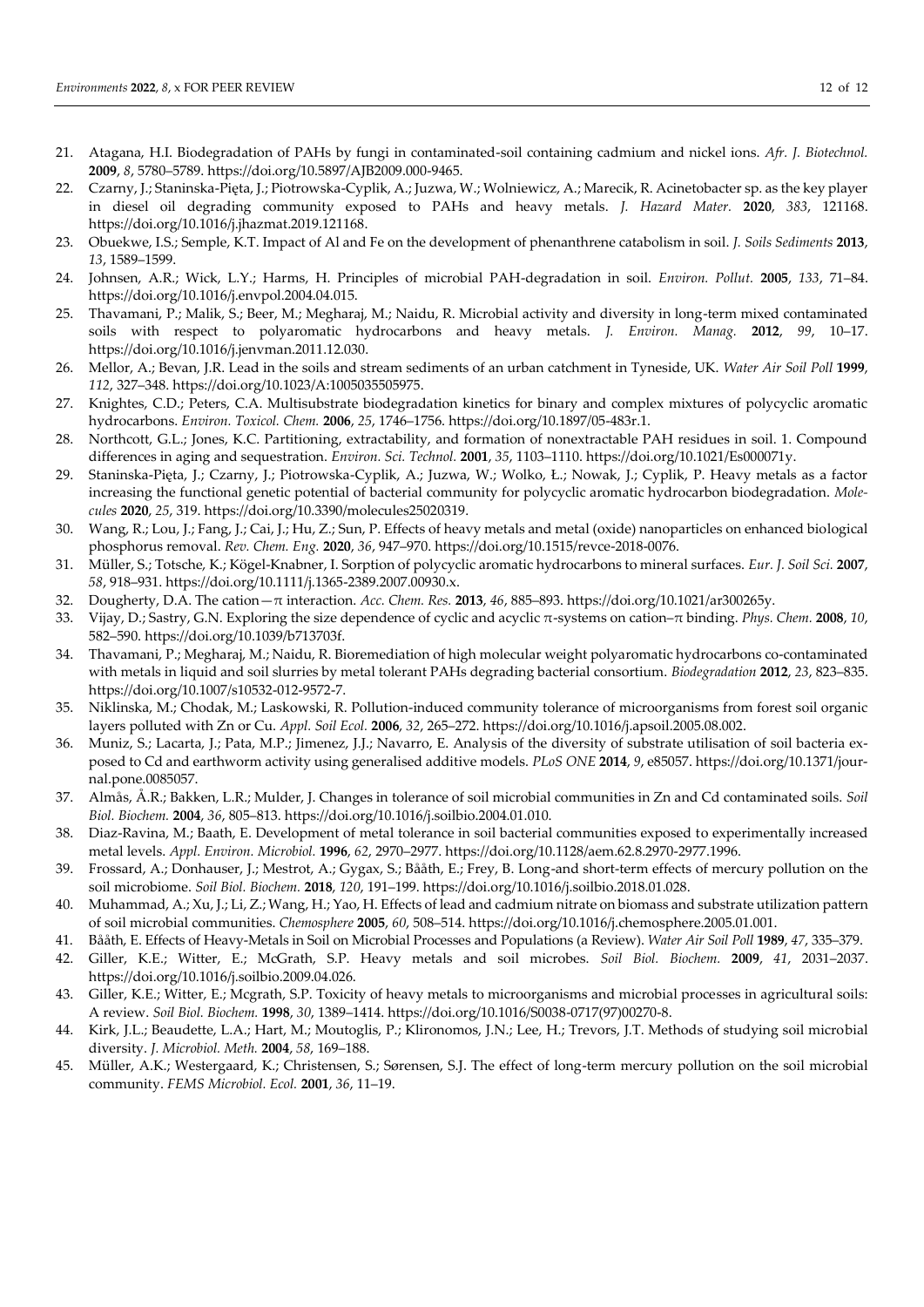21. Atagana, H.I. Biodegradation of PAHs by fungi in contaminated-soil containing cadmium and nickel ions. *Afr. J. Biotechnol.* **2009**, *8*, 5780–5789. https://doi.org/10.5897/AJB2009.000-9465.
22. Czarny, J.; Staninska-Pięta, J.; Piotrowska-Cyplik, A.; Juzwa, W.; Wolniewicz, A.; Marecik, R. Acinetobacter sp. as the key player in diesel oil degrading community exposed to PAHs and heavy metals. *J. Hazard Mater.* **2020**, *383*, 121168. https://doi.org/10.1016/j.jhazmat.2019.121168.
23. Obuekwe, I.S.; Semple, K.T. Impact of Al and Fe on the development of phenanthrene catabolism in soil. *J. Soils Sediments* **2013**, *13*, 1589–1599.
24. Johnsen, A.R.; Wick, L.Y.; Harms, H. Principles of microbial PAH-degradation in soil. *Environ. Pollut.* **2005**, *133*, 71–84. https://doi.org/10.1016/j.envpol.2004.04.015.
25. Thavamani, P.; Malik, S.; Beer, M.; Megharaj, M.; Naidu, R. Microbial activity and diversity in long-term mixed contaminated soils with respect to polyaromatic hydrocarbons and heavy metals. *J. Environ. Manag.* **2012**, *99*, 10–17. https://doi.org/10.1016/j.jenvman.2011.12.030.
26. Mellor, A.; Bevan, J.R. Lead in the soils and stream sediments of an urban catchment in Tyneside, UK. *Water Air Soil Poll* **1999**, *112*, 327–348. https://doi.org/10.1023/A:1005035505975.
27. Knightes, C.D.; Peters, C.A. Multisubstrate biodegradation kinetics for binary and complex mixtures of polycyclic aromatic hydrocarbons. *Environ. Toxicol. Chem.* **2006**, *25*, 1746–1756. https://doi.org/10.1897/05-483r.1.
28. Northcott, G.L.; Jones, K.C. Partitioning, extractability, and formation of nonextractable PAH residues in soil. 1. Compound differences in aging and sequestration. *Environ. Sci. Technol.* **2001**, *35*, 1103–1110. https://doi.org/10.1021/Es000071y.
29. Staninska-Pięta, J.; Czarny, J.; Piotrowska-Cyplik, A.; Juzwa, W.; Wolko, Ł.; Nowak, J.; Cyplik, P. Heavy metals as a factor increasing the functional genetic potential of bacterial community for polycyclic aromatic hydrocarbon biodegradation. *Molecules* **2020**, *25*, 319. https://doi.org/10.3390/molecules25020319.
30. Wang, R.; Lou, J.; Fang, J.; Cai, J.; Hu, Z.; Sun, P. Effects of heavy metals and metal (oxide) nanoparticles on enhanced biological phosphorus removal. *Rev. Chem. Eng.* **2020**, *36*, 947–970. https://doi.org/10.1515/revce-2018-0076.
31. Müller, S.; Totsche, K.; Kögel-Knabner, I. Sorption of polycyclic aromatic hydrocarbons to mineral surfaces. *Eur. J. Soil Sci.* **2007**, *58*, 918–931. https://doi.org/10.1111/j.1365-2389.2007.00930.x.
32. Dougherty, D.A. The cation−π interaction. *Acc. Chem. Res.* **2013**, *46*, 885–893. https://doi.org/10.1021/ar300265y.
33. Vijay, D.; Sastry, G.N. Exploring the size dependence of cyclic and acyclic π-systems on cation–π binding. *Phys. Chem.* **2008**, *10*, 582–590. https://doi.org/10.1039/b713703f.
34. Thavamani, P.; Megharaj, M.; Naidu, R. Bioremediation of high molecular weight polyaromatic hydrocarbons co-contaminated with metals in liquid and soil slurries by metal tolerant PAHs degrading bacterial consortium. *Biodegradation* **2012**, *23*, 823–835. https://doi.org/10.1007/s10532-012-9572-7.
35. Niklinska, M.; Chodak, M.; Laskowski, R. Pollution-induced community tolerance of microorganisms from forest soil organic layers polluted with Zn or Cu. *Appl. Soil Ecol.* **2006**, *32*, 265–272. https://doi.org/10.1016/j.apsoil.2005.08.002.
36. Muniz, S.; Lacarta, J.; Pata, M.P.; Jimenez, J.J.; Navarro, E. Analysis of the diversity of substrate utilisation of soil bacteria exposed to Cd and earthworm activity using generalised additive models. *PLoS ONE* **2014**, *9*, e85057. https://doi.org/10.1371/journal.pone.0085057.
37. Almås, Å.R.; Bakken, L.R.; Mulder, J. Changes in tolerance of soil microbial communities in Zn and Cd contaminated soils. *Soil Biol. Biochem.* **2004**, *36*, 805–813. https://doi.org/10.1016/j.soilbio.2004.01.010.
38. Diaz-Ravina, M.; Baath, E. Development of metal tolerance in soil bacterial communities exposed to experimentally increased metal levels. *Appl. Environ. Microbiol.* **1996**, *62*, 2970–2977. https://doi.org/10.1128/aem.62.8.2970-2977.1996.
39. Frossard, A.; Donhauser, J.; Mestrot, A.; Gygax, S.; Bååth, E.; Frey, B. Long-and short-term effects of mercury pollution on the soil microbiome. *Soil Biol. Biochem.* **2018**, *120*, 191–199. https://doi.org/10.1016/j.soilbio.2018.01.028.
40. Muhammad, A.; Xu, J.; Li, Z.; Wang, H.; Yao, H. Effects of lead and cadmium nitrate on biomass and substrate utilization pattern of soil microbial communities. *Chemosphere* **2005**, *60*, 508–514. https://doi.org/10.1016/j.chemosphere.2005.01.001.
41. Bååth, E. Effects of Heavy-Metals in Soil on Microbial Processes and Populations (a Review). *Water Air Soil Poll* **1989**, *47*, 335–379.
42. Giller, K.E.; Witter, E.; McGrath, S.P. Heavy metals and soil microbes. *Soil Biol. Biochem.* **2009**, *41*, 2031–2037. https://doi.org/10.1016/j.soilbio.2009.04.026.
43. Giller, K.E.; Witter, E.; Mcgrath, S.P. Toxicity of heavy metals to microorganisms and microbial processes in agricultural soils: A review. *Soil Biol. Biochem.* **1998**, *30*, 1389–1414. https://doi.org/10.1016/S0038-0717(97)00270-8.
44. Kirk, J.L.; Beaudette, L.A.; Hart, M.; Moutoglis, P.; Klironomos, J.N.; Lee, H.; Trevors, J.T. Methods of studying soil microbial diversity. *J. Microbiol. Meth.* **2004**, *58*, 169–188.
45. Müller, A.K.; Westergaard, K.; Christensen, S.; Sørensen, S.J. The effect of long-term mercury pollution on the soil microbial community. *FEMS Microbiol. Ecol.* **2001**, *36*, 11–19.